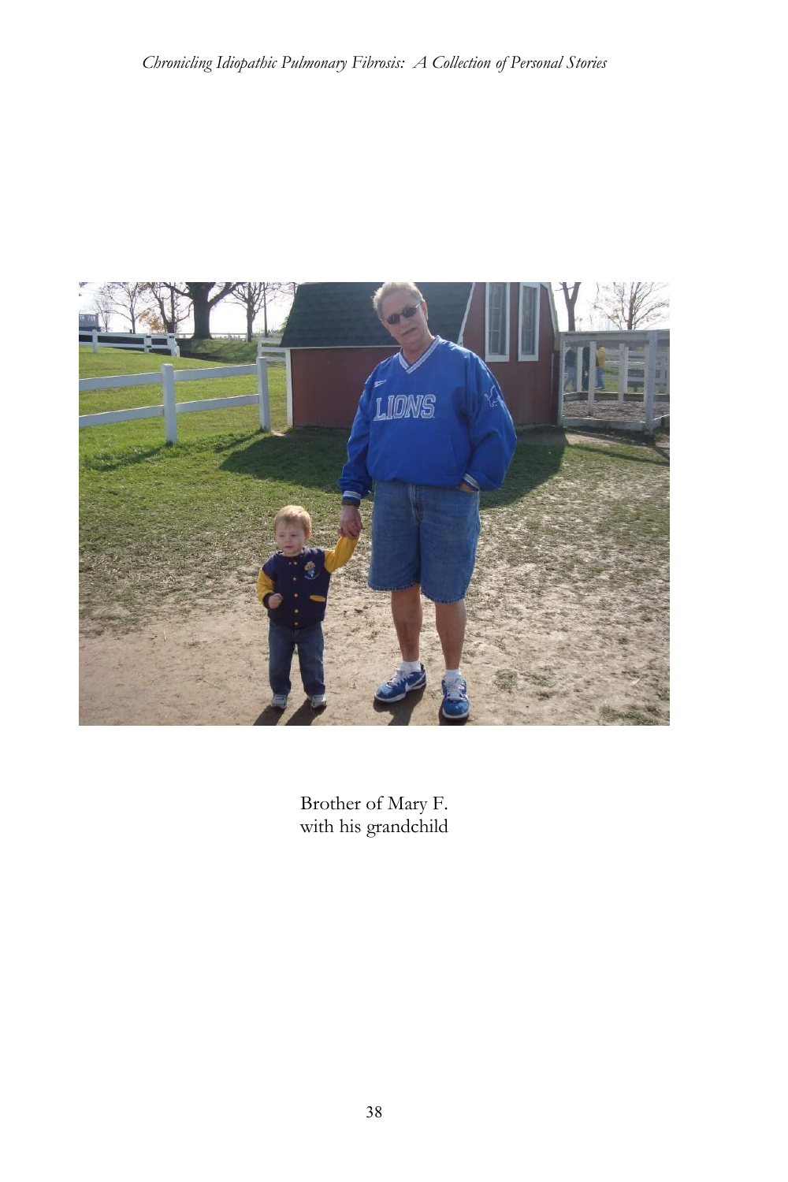Brother of Mary F.
with his grandchild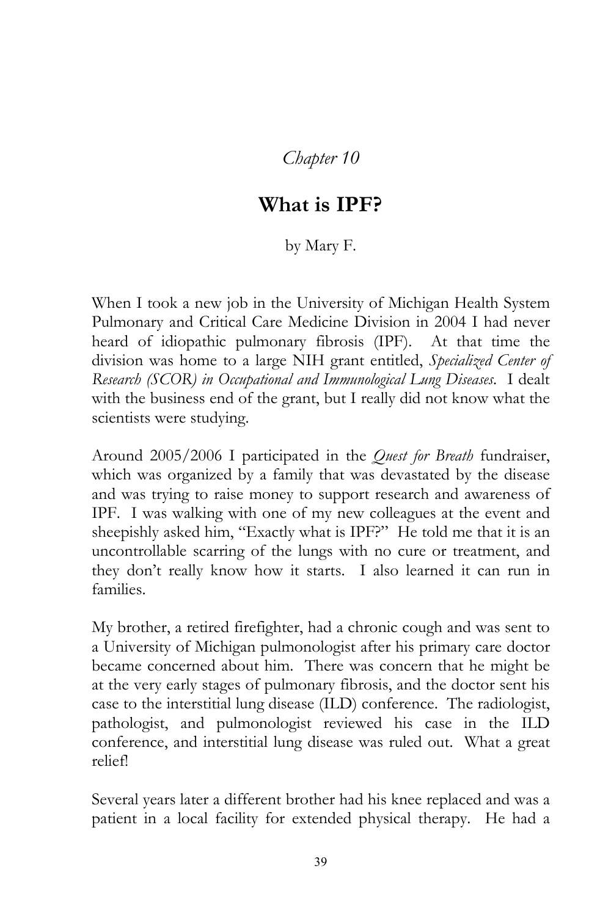*Chapter 10*

# What is IPF?

by Mary F.

When I took a new job in the University of Michigan Health System Pulmonary and Critical Care Medicine Division in 2004 I had never heard of idiopathic pulmonary fibrosis (IPF). At that time the division was home to a large NIH grant entitled, *Specialized Center of Research (SCOR) in Occupational and Immunological Lung Diseases*. I dealt with the business end of the grant, but I really did not know what the scientists were studying.

Around 2005/2006 I participated in the *Quest for Breath* fundraiser, which was organized by a family that was devastated by the disease and was trying to raise money to support research and awareness of IPF. I was walking with one of my new colleagues at the event and sheepishly asked him, "Exactly what is IPF?" He told me that it is an uncontrollable scarring of the lungs with no cure or treatment, and they don't really know how it starts. I also learned it can run in families.

My brother, a retired firefighter, had a chronic cough and was sent to a University of Michigan pulmonologist after his primary care doctor became concerned about him. There was concern that he might be at the very early stages of pulmonary fibrosis, and the doctor sent his case to the interstitial lung disease (ILD) conference. The radiologist, pathologist, and pulmonologist reviewed his case in the ILD conference, and interstitial lung disease was ruled out. What a great relief!

Several years later a different brother had his knee replaced and was a patient in a local facility for extended physical therapy. He had a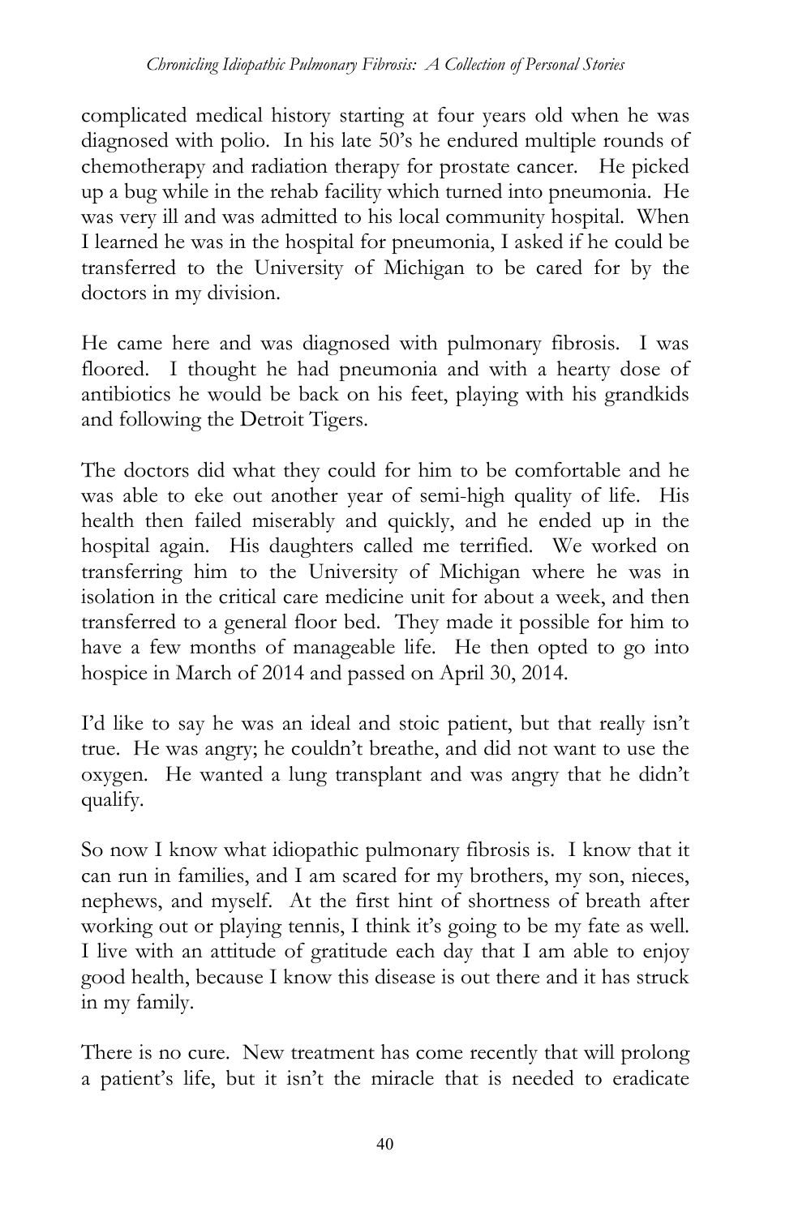complicated medical history starting at four years old when he was diagnosed with polio. In his late 50's he endured multiple rounds of chemotherapy and radiation therapy for prostate cancer. He picked up a bug while in the rehab facility which turned into pneumonia. He was very ill and was admitted to his local community hospital. When I learned he was in the hospital for pneumonia, I asked if he could be transferred to the University of Michigan to be cared for by the doctors in my division.

He came here and was diagnosed with pulmonary fibrosis. I was floored. I thought he had pneumonia and with a hearty dose of antibiotics he would be back on his feet, playing with his grandkids and following the Detroit Tigers.

The doctors did what they could for him to be comfortable and he was able to eke out another year of semi-high quality of life. His health then failed miserably and quickly, and he ended up in the hospital again. His daughters called me terrified. We worked on transferring him to the University of Michigan where he was in isolation in the critical care medicine unit for about a week, and then transferred to a general floor bed. They made it possible for him to have a few months of manageable life. He then opted to go into hospice in March of 2014 and passed on April 30, 2014.

I'd like to say he was an ideal and stoic patient, but that really isn't true. He was angry; he couldn't breathe, and did not want to use the oxygen. He wanted a lung transplant and was angry that he didn't qualify.

So now I know what idiopathic pulmonary fibrosis is. I know that it can run in families, and I am scared for my brothers, my son, nieces, nephews, and myself. At the first hint of shortness of breath after working out or playing tennis, I think it's going to be my fate as well. I live with an attitude of gratitude each day that I am able to enjoy good health, because I know this disease is out there and it has struck in my family.

There is no cure. New treatment has come recently that will prolong a patient's life, but it isn't the miracle that is needed to eradicate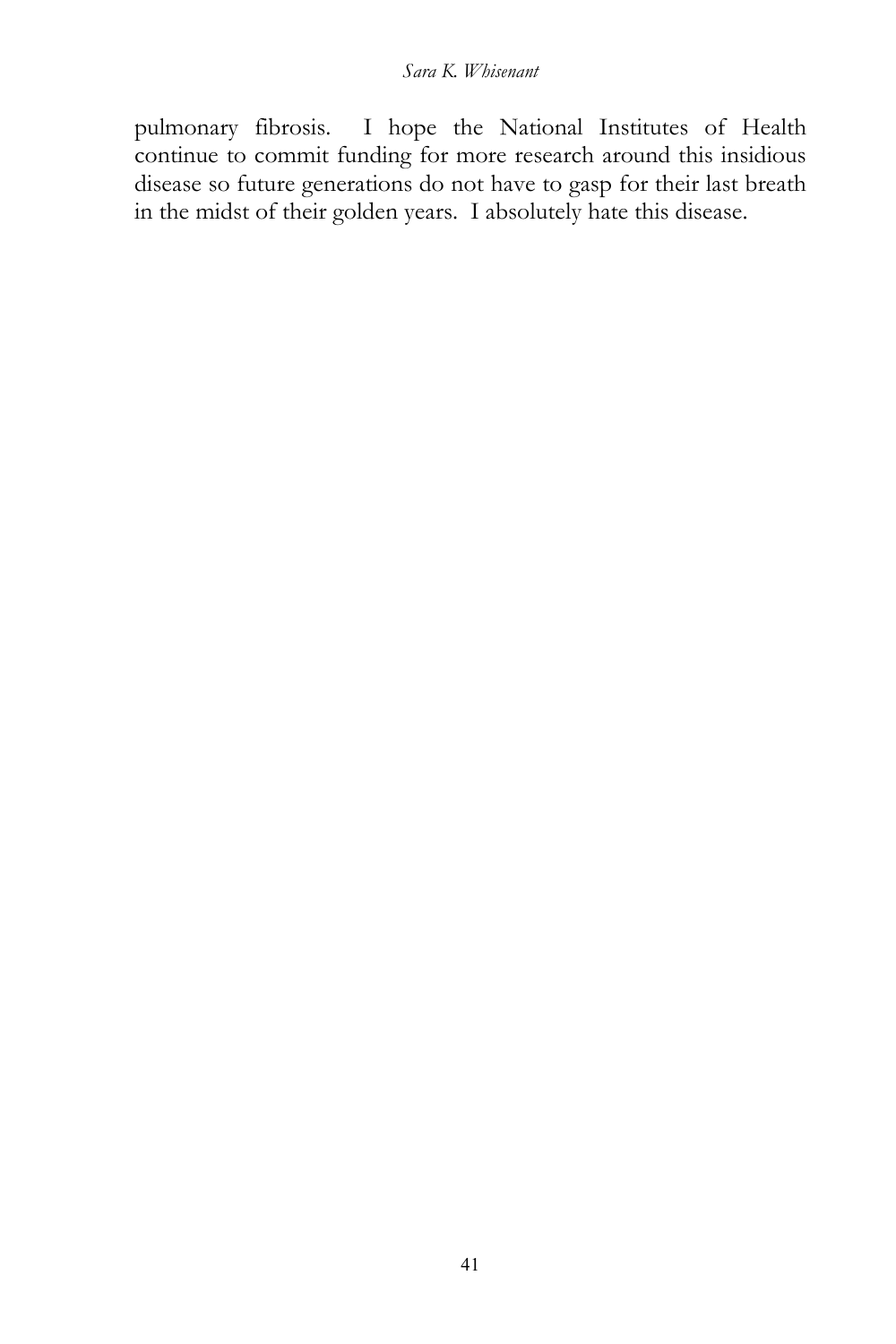pulmonary fibrosis. I hope the National Institutes of Health continue to commit funding for more research around this insidious disease so future generations do not have to gasp for their last breath in the midst of their golden years. I absolutely hate this disease.